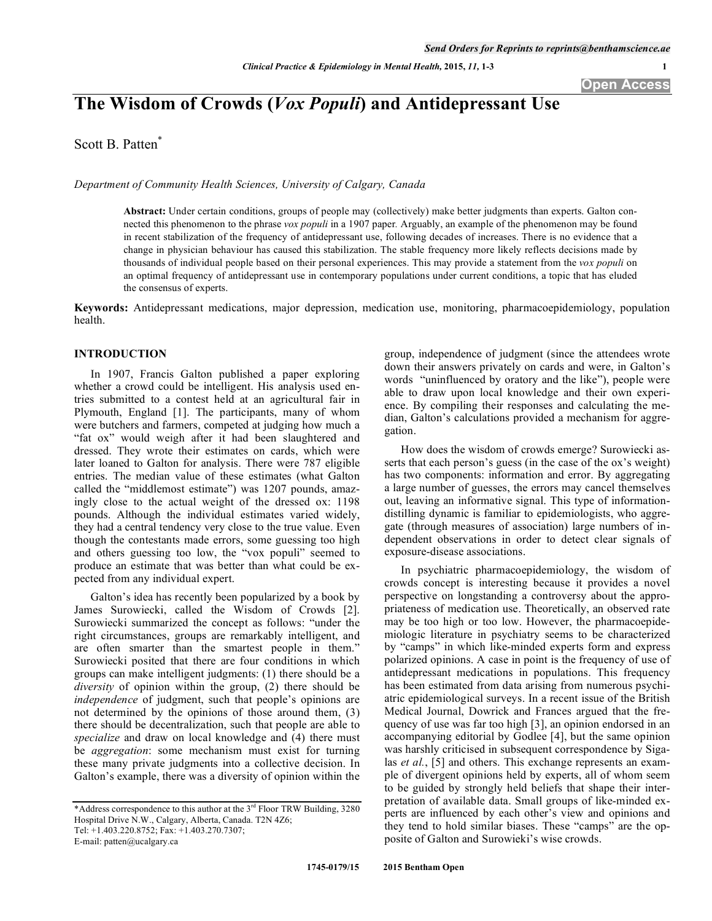# The Wisdom of Crowds (*Vox Populi*) and Antidepressant Use

Scott B. Patten*

*Department of Community Health Sciences, University of Calgary, Canada*

**Abstract:** Under certain conditions, groups of people may (collectively) make better judgments than experts. Galton connected this phenomenon to the phrase *vox populi* in a 1907 paper. Arguably, an example of the phenomenon may be found in recent stabilization of the frequency of antidepressant use, following decades of increases. There is no evidence that a change in physician behaviour has caused this stabilization. The stable frequency more likely reflects decisions made by thousands of individual people based on their personal experiences. This may provide a statement from the *vox populi* on an optimal frequency of antidepressant use in contemporary populations under current conditions, a topic that has eluded the consensus of experts.

**Keywords:** Antidepressant medications, major depression, medication use, monitoring, pharmacoepidemiology, population health.

## INTRODUCTION

In 1907, Francis Galton published a paper exploring whether a crowd could be intelligent. His analysis used entries submitted to a contest held at an agricultural fair in Plymouth, England [1]. The participants, many of whom were butchers and farmers, competed at judging how much a "fat ox" would weigh after it had been slaughtered and dressed. They wrote their estimates on cards, which were later loaned to Galton for analysis. There were 787 eligible entries. The median value of these estimates (what Galton called the "middlemost estimate") was 1207 pounds, amazingly close to the actual weight of the dressed ox: 1198 pounds. Although the individual estimates varied widely, they had a central tendency very close to the true value. Even though the contestants made errors, some guessing too high and others guessing too low, the "vox populi" seemed to produce an estimate that was better than what could be expected from any individual expert.

Galton's idea has recently been popularized by a book by James Surowiecki, called the Wisdom of Crowds [2]. Surowiecki summarized the concept as follows: "under the right circumstances, groups are remarkably intelligent, and are often smarter than the smartest people in them." Surowiecki posited that there are four conditions in which groups can make intelligent judgments: (1) there should be a *diversity* of opinion within the group, (2) there should be *independence* of judgment, such that people's opinions are not determined by the opinions of those around them, (3) there should be decentralization, such that people are able to *specialize* and draw on local knowledge and (4) there must be *aggregation*: some mechanism must exist for turning these many private judgments into a collective decision. In Galton's example, there was a diversity of opinion within the group, independence of judgment (since the attendees wrote down their answers privately on cards and were, in Galton's words "uninfluenced by oratory and the like"), people were able to draw upon local knowledge and their own experience. By compiling their responses and calculating the median, Galton's calculations provided a mechanism for aggregation.

How does the wisdom of crowds emerge? Surowiecki asserts that each person's guess (in the case of the ox's weight) has two components: information and error. By aggregating a large number of guesses, the errors may cancel themselves out, leaving an informative signal. This type of information-distilling dynamic is familiar to epidemiologists, who aggregate (through measures of association) large numbers of independent observations in order to detect clear signals of exposure-disease associations.

In psychiatric pharmacoepidemiology, the wisdom of crowds concept is interesting because it provides a novel perspective on longstanding a controversy about the appropriateness of medication use. Theoretically, an observed rate may be too high or too low. However, the pharmacoepidemiologic literature in psychiatry seems to be characterized by "camps" in which like-minded experts form and express polarized opinions. A case in point is the frequency of use of antidepressant medications in populations. This frequency has been estimated from data arising from numerous psychiatric epidemiological surveys. In a recent issue of the British Medical Journal, Dowrick and Frances argued that the frequency of use was far too high [3], an opinion endorsed in an accompanying editorial by Godlee [4], but the same opinion was harshly criticised in subsequent correspondence by Sigalas *et al.*, [5] and others. This exchange represents an example of divergent opinions held by experts, all of whom seem to be guided by strongly held beliefs that shape their interpretation of available data. Small groups of like-minded experts are influenced by each other's view and opinions and they tend to hold similar biases. These "camps" are the opposite of Galton and Surowieki's wise crowds.

*Address correspondence to this author at the 3rd Floor TRW Building, 3280 Hospital Drive N.W., Calgary, Alberta, Canada. T2N 4Z6; Tel: +1.403.220.8752; Fax: +1.403.270.7307; E-mail: patten@ucalgary.ca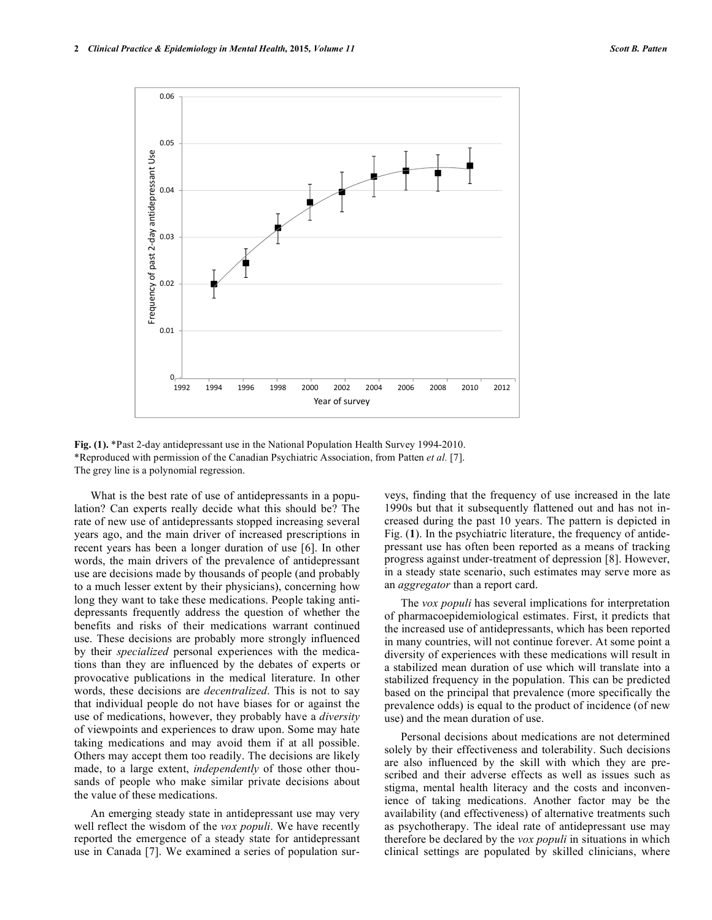Fig. (1). *Past 2-day antidepressant use in the National Population Health Survey 1994-2010.
*Reproduced with permission of the Canadian Psychiatric Association, from Patten *et al.* [7].
The grey line is a polynomial regression.

What is the best rate of use of antidepressants in a population? Can experts really decide what this should be? The rate of new use of antidepressants stopped increasing several years ago, and the main driver of increased prescriptions in recent years has been a longer duration of use [6]. In other words, the main drivers of the prevalence of antidepressant use are decisions made by thousands of people (and probably to a much lesser extent by their physicians), concerning how long they want to take these medications. People taking antidepressants frequently address the question of whether the benefits and risks of their medications warrant continued use. These decisions are probably more strongly influenced by their *specialized* personal experiences with the medications than they are influenced by the debates of experts or provocative publications in the medical literature. In other words, these decisions are *decentralized*. This is not to say that individual people do not have biases for or against the use of medications, however, they probably have a *diversity* of viewpoints and experiences to draw upon. Some may hate taking medications and may avoid them if at all possible. Others may accept them too readily. The decisions are likely made, to a large extent, *independently* of those other thousands of people who make similar private decisions about the value of these medications.

An emerging steady state in antidepressant use may very well reflect the wisdom of the *vox populi*. We have recently reported the emergence of a steady state for antidepressant use in Canada [7]. We examined a series of population surveys, finding that the frequency of use increased in the late 1990s but that it subsequently flattened out and has not increased during the past 10 years. The pattern is depicted in Fig. (**1**). In the psychiatric literature, the frequency of antidepressant use has often been reported as a means of tracking progress against under-treatment of depression [8]. However, in a steady state scenario, such estimates may serve more as an *aggregator* than a report card.

The *vox populi* has several implications for interpretation of pharmacoepidemiological estimates. First, it predicts that the increased use of antidepressants, which has been reported in many countries, will not continue forever. At some point a diversity of experiences with these medications will result in a stabilized mean duration of use which will translate into a stabilized frequency in the population. This can be predicted based on the principal that prevalence (more specifically the prevalence odds) is equal to the product of incidence (of new use) and the mean duration of use.

Personal decisions about medications are not determined solely by their effectiveness and tolerability. Such decisions are also influenced by the skill with which they are prescribed and their adverse effects as well as issues such as stigma, mental health literacy and the costs and inconvenience of taking medications. Another factor may be the availability (and effectiveness) of alternative treatments such as psychotherapy. The ideal rate of antidepressant use may therefore be declared by the *vox populi* in situations in which clinical settings are populated by skilled clinicians, where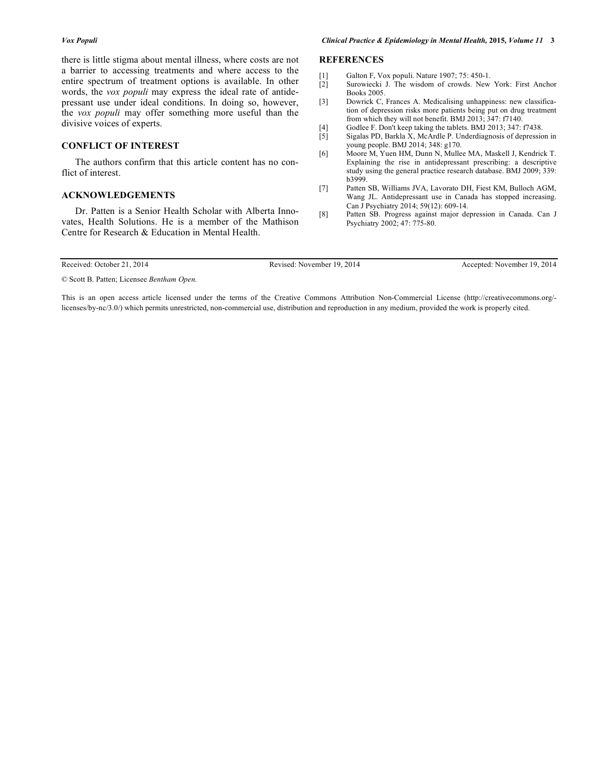there is little stigma about mental illness, where costs are not a barrier to accessing treatments and where access to the entire spectrum of treatment options is available. In other words, the *vox populi* may express the ideal rate of antidepressant use under ideal conditions. In doing so, however, the *vox populi* may offer something more useful than the divisive voices of experts.

## CONFLICT OF INTEREST

The authors confirm that this article content has no conflict of interest.

## ACKNOWLEDGEMENTS

Dr. Patten is a Senior Health Scholar with Alberta Innovates, Health Solutions. He is a member of the Mathison Centre for Research & Education in Mental Health.

## REFERENCES

[1] Galton F, Vox populi. Nature 1907; 75: 450-1.

[2] Surowiecki J. The wisdom of crowds. New York: First Anchor Books 2005.

[3] Dowrick C, Frances A. Medicalising unhappiness: new classification of depression risks more patients being put on drug treatment from which they will not benefit. BMJ 2013; 347: f7140.

[4] Godlee F. Don't keep taking the tablets. BMJ 2013; 347: f7438.

[5] Sigalas PD, Barkla X, McArdle P. Underdiagnosis of depression in young people. BMJ 2014; 348: g170.

[6] Moore M, Yuen HM, Dunn N, Mullee MA, Maskell J, Kendrick T. Explaining the rise in antidepressant prescribing: a descriptive study using the general practice research database. BMJ 2009; 339: b3999.

[7] Patten SB, Williams JVA, Lavorato DH, Fiest KM, Bulloch AGM, Wang JL. Antidepressant use in Canada has stopped increasing. Can J Psychiatry 2014; 59(12): 609-14.

[8] Patten SB. Progress against major depression in Canada. Can J Psychiatry 2002; 47: 775-80.

Received: October 21, 2014 Revised: November 19, 2014 Accepted: November 19, 2014

© Scott B. Patten; Licensee *Bentham Open.*

This is an open access article licensed under the terms of the Creative Commons Attribution Non-Commercial License (http://creativecommons.org/-licenses/by-nc/3.0/) which permits unrestricted, non-commercial use, distribution and reproduction in any medium, provided the work is properly cited.